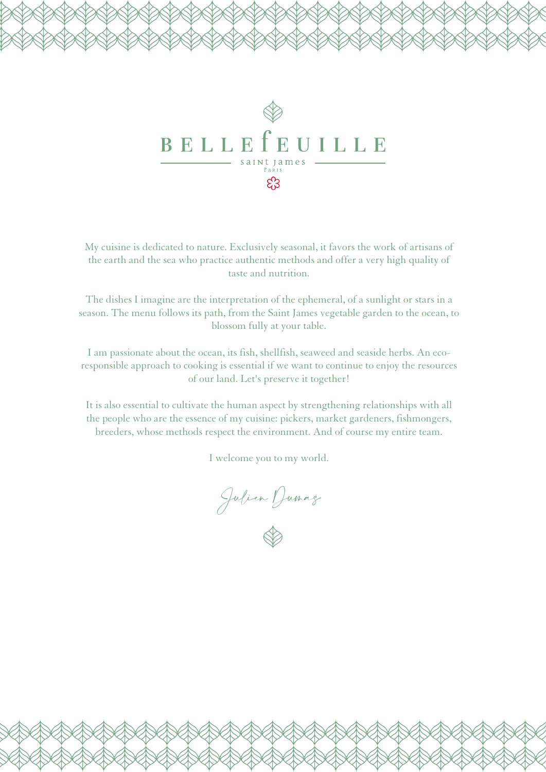# BELLEFEUILLE

SAINT JAMES

PARIS

My cuisine is dedicated to nature. Exclusively seasonal, it favors the work of artisans of the earth and the sea who practice authentic methods and offer a very high quality of taste and nutrition.

The dishes I imagine are the interpretation of the ephemeral, of a sunlight or stars in a season. The menu follows its path, from the Saint James vegetable garden to the ocean, to blossom fully at your table.

I am passionate about the ocean, its fish, shellfish, seaweed and seaside herbs. An eco-responsible approach to cooking is essential if we want to continue to enjoy the resources of our land. Let's preserve it together!

It is also essential to cultivate the human aspect by strengthening relationships with all the people who are the essence of my cuisine: pickers, market gardeners, fishmongers, breeders, whose methods respect the environment. And of course my entire team.

I welcome you to my world.

*Julien Dumas*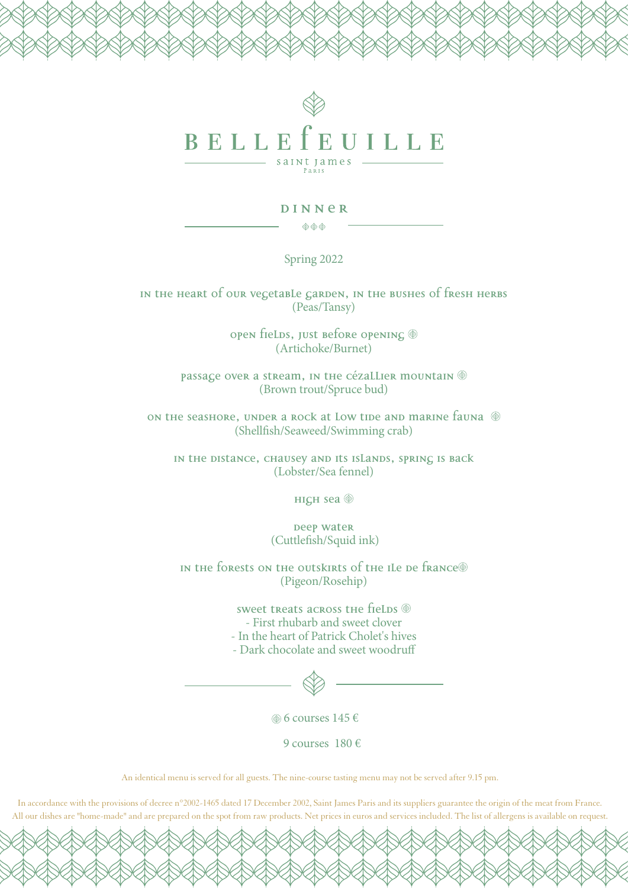# BELLEFEUILLE

SAINT JAMES
PARIS

## DINNER

Spring 2022

IN THE HEART OF OUR VEGETABLE GARDEN, IN THE BUSHES OF FRESH HERBS
(Peas/Tansy)

OPEN FIELDS, JUST BEFORE OPENING ◈
(Artichoke/Burnet)

PASSAGE OVER A STREAM, IN THE CÉZALLIER MOUNTAIN ◈
(Brown trout/Spruce bud)

ON THE SEASHORE, UNDER A ROCK AT LOW TIDE AND MARINE FAUNA ◈
(Shellfish/Seaweed/Swimming crab)

IN THE DISTANCE, CHAUSEY AND ITS ISLANDS, SPRING IS BACK
(Lobster/Sea fennel)

HIGH SEA ◈

DEEP WATER
(Cuttlefish/Squid ink)

IN THE FORESTS ON THE OUTSKIRTS OF THE ILE DE FRANCE ◈
(Pigeon/Rosehip)

SWEET TREATS ACROSS THE FIELDS ◈
- First rhubarb and sweet clover
- In the heart of Patrick Cholet's hives
- Dark chocolate and sweet woodruff

◈ 6 courses 145 €

9 courses 180 €

An identical menu is served for all guests. The nine-course tasting menu may not be served after 9.15 pm.

In accordance with the provisions of decree n°2002-1465 dated 17 December 2002, Saint James Paris and its suppliers guarantee the origin of the meat from France. All our dishes are "home-made" and are prepared on the spot from raw products. Net prices in euros and services included. The list of allergens is available on request.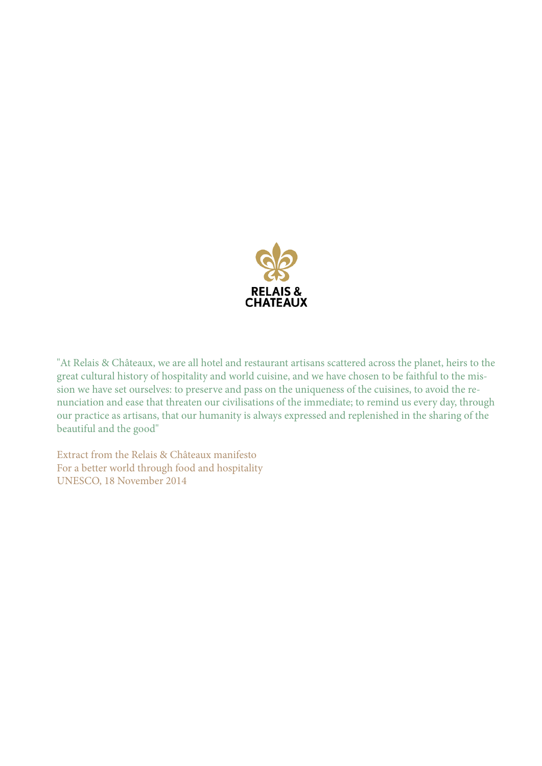RELAIS & CHATEAUX

"At Relais & Châteaux, we are all hotel and restaurant artisans scattered across the planet, heirs to the great cultural history of hospitality and world cuisine, and we have chosen to be faithful to the mission we have set ourselves: to preserve and pass on the uniqueness of the cuisines, to avoid the renunciation and ease that threaten our civilisations of the immediate; to remind us every day, through our practice as artisans, that our humanity is always expressed and replenished in the sharing of the beautiful and the good"

Extract from the Relais & Châteaux manifesto
For a better world through food and hospitality
UNESCO, 18 November 2014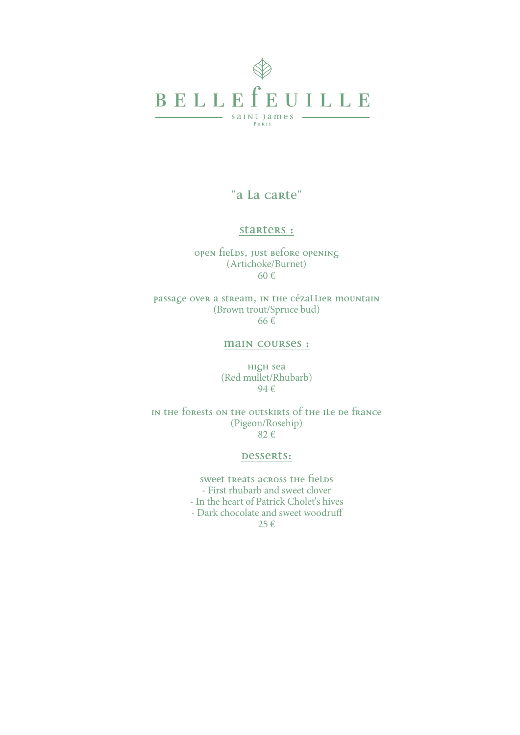# BELLEFEUILLE

SAINT JAMES
PARIS

## "A La Carte"

### Starters :

**Open fields, just before opening**
(Artichoke/Burnet)
60 €

**Passage over a stream, in the Cézallier mountain**
(Brown trout/Spruce bud)
66 €

### Main courses :

**High sea**
(Red mullet/Rhubarb)
94 €

**In the forests on the outskirts of the Ile de France**
(Pigeon/Rosehip)
82 €

### Desserts:

**Sweet treats across the fields**
- First rhubarb and sweet clover
- In the heart of Patrick Cholet's hives
- Dark chocolate and sweet woodruff

25 €